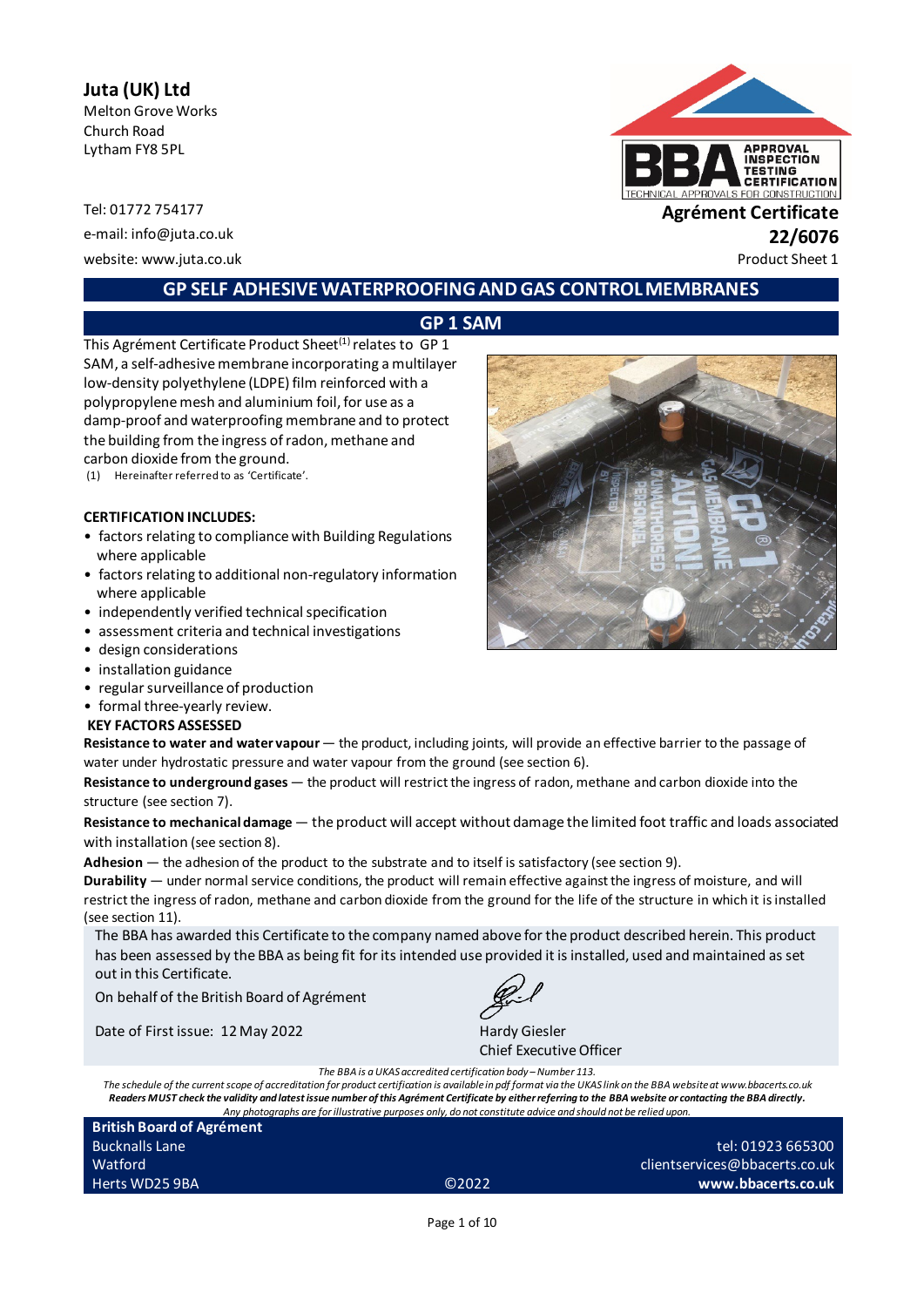**Juta (UK) Ltd**
Melton Grove Works
Church Road
Lytham FY8 5PL

Tel: 01772 754177
e-mail: info@juta.co.uk
website: www.juta.co.uk

**Agrément Certificate**
**22/6076**
Product Sheet 1

# GP SELF ADHESIVE WATERPROOFING AND GAS CONTROL MEMBRANES

## GP 1 SAM

This Agrément Certificate Product Sheet[(1)] relates to GP 1 SAM, a self-adhesive membrane incorporating a multilayer low-density polyethylene (LDPE) film reinforced with a polypropylene mesh and aluminium foil, for use as a damp-proof and waterproofing membrane and to protect the building from the ingress of radon, methane and carbon dioxide from the ground.

(1) Hereinafter referred to as 'Certificate'.

**CERTIFICATION INCLUDES:**

- factors relating to compliance with Building Regulations where applicable
- factors relating to additional non-regulatory information where applicable
- independently verified technical specification
- assessment criteria and technical investigations
- design considerations
- installation guidance
- regular surveillance of production
- formal three-yearly review.

**KEY FACTORS ASSESSED**

**Resistance to water and water vapour** — the product, including joints, will provide an effective barrier to the passage of water under hydrostatic pressure and water vapour from the ground (see section 6).

**Resistance to underground gases** — the product will restrict the ingress of radon, methane and carbon dioxide into the structure (see section 7).

**Resistance to mechanical damage** — the product will accept without damage the limited foot traffic and loads associated with installation (see section 8).

**Adhesion** — the adhesion of the product to the substrate and to itself is satisfactory (see section 9).

**Durability** — under normal service conditions, the product will remain effective against the ingress of moisture, and will restrict the ingress of radon, methane and carbon dioxide from the ground for the life of the structure in which it is installed (see section 11).

The BBA has awarded this Certificate to the company named above for the product described herein. This product has been assessed by the BBA as being fit for its intended use provided it is installed, used and maintained as set out in this Certificate.

On behalf of the British Board of Agrément

Date of First issue: 12 May 2022

Hardy Giesler
Chief Executive Officer

*The BBA is a UKAS accredited certification body – Number 113.*
*The schedule of the current scope of accreditation for product certification is available in pdf format via the UKAS link on the BBA website at www.bbacerts.co.uk*
***Readers MUST check the validity and latest issue number of this Agrément Certificate by either referring to the BBA website or contacting the BBA directly.***
*Any photographs are for illustrative purposes only, do not constitute advice and should not be relied upon.*

**British Board of Agrément**
Bucknalls Lane
Watford
Herts WD25 9BA

©2022

tel: 01923 665300
clientservices@bbacerts.co.uk
**www.bbacerts.co.uk**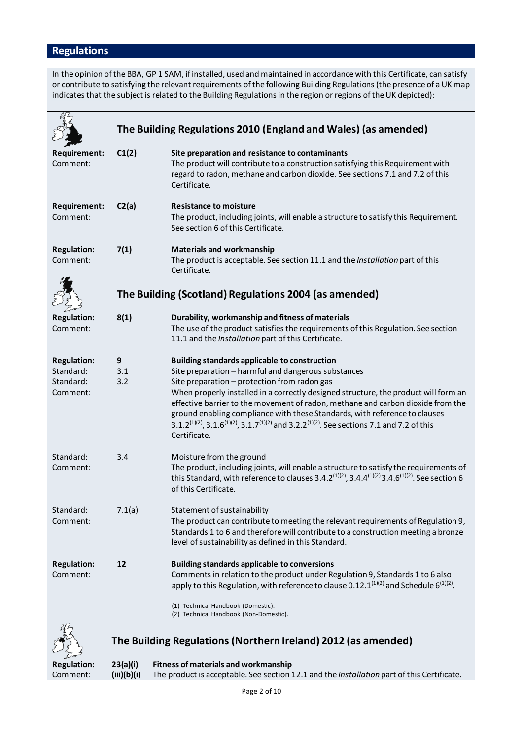## Regulations

In the opinion of the BBA, GP 1 SAM, if installed, used and maintained in accordance with this Certificate, can satisfy or contribute to satisfying the relevant requirements of the following Building Regulations (the presence of a UK map indicates that the subject is related to the Building Regulations in the region or regions of the UK depicted):

### The Building Regulations 2010 (England and Wales) (as amended)

**Requirement:** **C1(2)** **Site preparation and resistance to contaminants**
Comment: The product will contribute to a construction satisfying this Requirement with regard to radon, methane and carbon dioxide. See sections 7.1 and 7.2 of this Certificate.

**Requirement:** **C2(a)** **Resistance to moisture**
Comment: The product, including joints, will enable a structure to satisfy this Requirement. See section 6 of this Certificate.

**Regulation:** **7(1)** **Materials and workmanship**
Comment: The product is acceptable. See section 11.1 and the *Installation* part of this Certificate.

### The Building (Scotland) Regulations 2004 (as amended)

**Regulation:** **8(1)** **Durability, workmanship and fitness of materials**
Comment: The use of the product satisfies the requirements of this Regulation. See section 11.1 and the *Installation* part of this Certificate.

**Regulation:** **9** **Building standards applicable to construction**
Standard: 3.1 Site preparation – harmful and dangerous substances
Standard: 3.2 Site preparation – protection from radon gas
Comment: When properly installed in a correctly designed structure, the product will form an effective barrier to the movement of radon, methane and carbon dioxide from the ground enabling compliance with these Standards, with reference to clauses 3.1.2(1)(2), 3.1.6(1)(2), 3.1.7(1)(2) and 3.2.2(1)(2). See sections 7.1 and 7.2 of this Certificate.

Standard: 3.4 Moisture from the ground
Comment: The product, including joints, will enable a structure to satisfy the requirements of this Standard, with reference to clauses 3.4.2(1)(2), 3.4.4(1)(2) 3.4.6(1)(2). See section 6 of this Certificate.

Standard: 7.1(a) Statement of sustainability
Comment: The product can contribute to meeting the relevant requirements of Regulation 9, Standards 1 to 6 and therefore will contribute to a construction meeting a bronze level of sustainability as defined in this Standard.

**Regulation:** **12** **Building standards applicable to conversions**
Comment: Comments in relation to the product under Regulation 9, Standards 1 to 6 also apply to this Regulation, with reference to clause 0.12.1(1)(2) and Schedule 6(1)(2).

(1) Technical Handbook (Domestic).
(2) Technical Handbook (Non-Domestic).

### The Building Regulations (Northern Ireland) 2012 (as amended)

**Regulation:** **23(a)(i)(iii)(b)(i)** **Fitness of materials and workmanship**
Comment: The product is acceptable. See section 12.1 and the *Installation* part of this Certificate.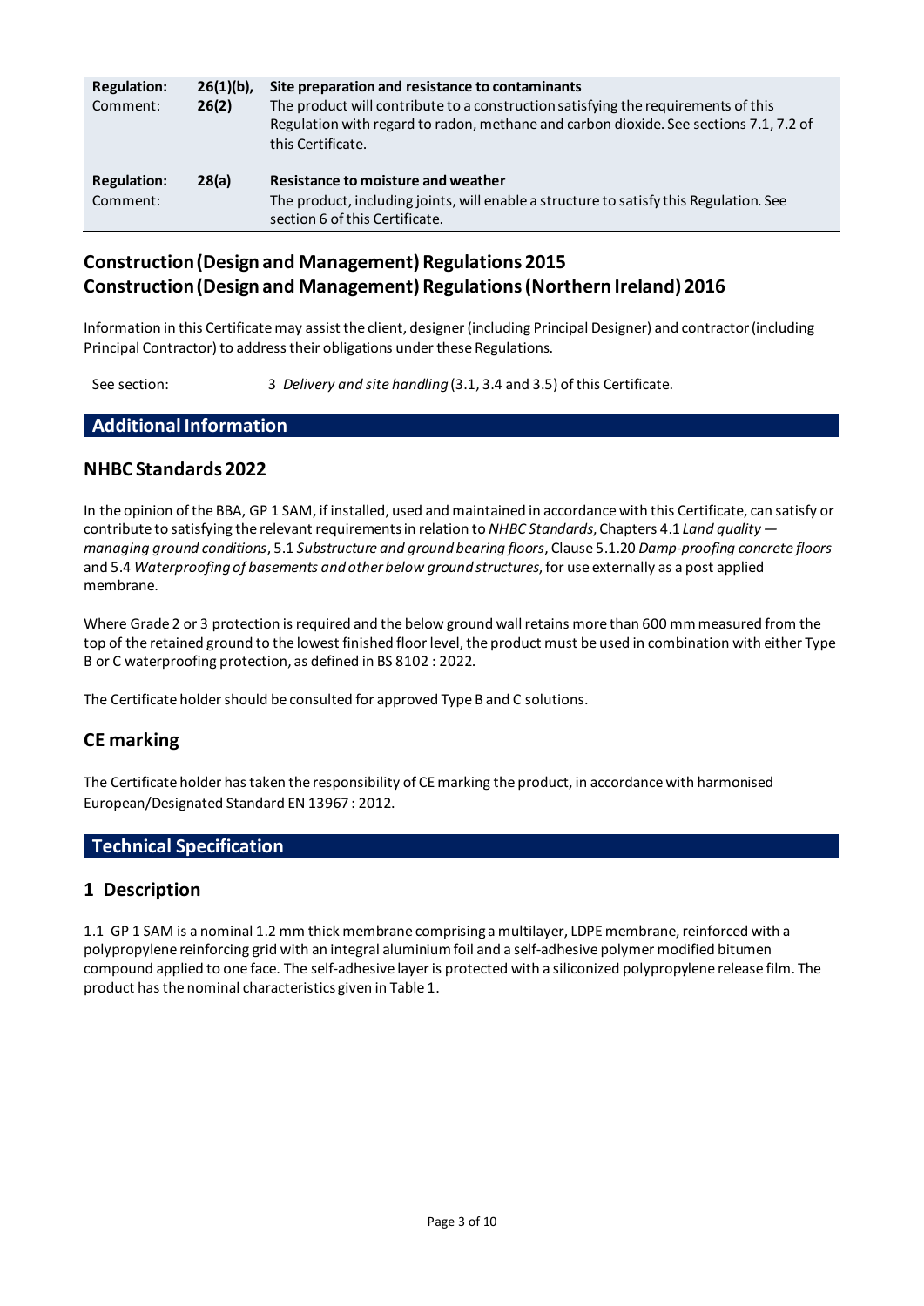| | | |
|---|---|---|
| **Regulation:** | **26(1)(b), 26(2)** | **Site preparation and resistance to contaminants** |
| Comment: | | The product will contribute to a construction satisfying the requirements of this Regulation with regard to radon, methane and carbon dioxide. See sections 7.1, 7.2 of this Certificate. |
| **Regulation:** | **28(a)** | **Resistance to moisture and weather** |
| Comment: | | The product, including joints, will enable a structure to satisfy this Regulation. See section 6 of this Certificate. |

## Construction (Design and Management) Regulations 2015
## Construction (Design and Management) Regulations (Northern Ireland) 2016

Information in this Certificate may assist the client, designer (including Principal Designer) and contractor (including Principal Contractor) to address their obligations under these Regulations.

See section: 3 *Delivery and site handling* (3.1, 3.4 and 3.5) of this Certificate.

# Additional Information

## NHBC Standards 2022

In the opinion of the BBA, GP 1 SAM, if installed, used and maintained in accordance with this Certificate, can satisfy or contribute to satisfying the relevant requirements in relation to *NHBC Standards*, Chapters 4.1 *Land quality — managing ground conditions*, 5.1 *Substructure and ground bearing floors*, Clause 5.1.20 *Damp-proofing concrete floors* and 5.4 *Waterproofing of basements and other below ground structures*, for use externally as a post applied membrane.

Where Grade 2 or 3 protection is required and the below ground wall retains more than 600 mm measured from the top of the retained ground to the lowest finished floor level, the product must be used in combination with either Type B or C waterproofing protection, as defined in BS 8102 : 2022.

The Certificate holder should be consulted for approved Type B and C solutions.

## CE marking

The Certificate holder has taken the responsibility of CE marking the product, in accordance with harmonised European/Designated Standard EN 13967 : 2012.

# Technical Specification

## 1 Description

1.1 GP 1 SAM is a nominal 1.2 mm thick membrane comprising a multilayer, LDPE membrane, reinforced with a polypropylene reinforcing grid with an integral aluminium foil and a self-adhesive polymer modified bitumen compound applied to one face. The self-adhesive layer is protected with a siliconized polypropylene release film. The product has the nominal characteristics given in Table 1.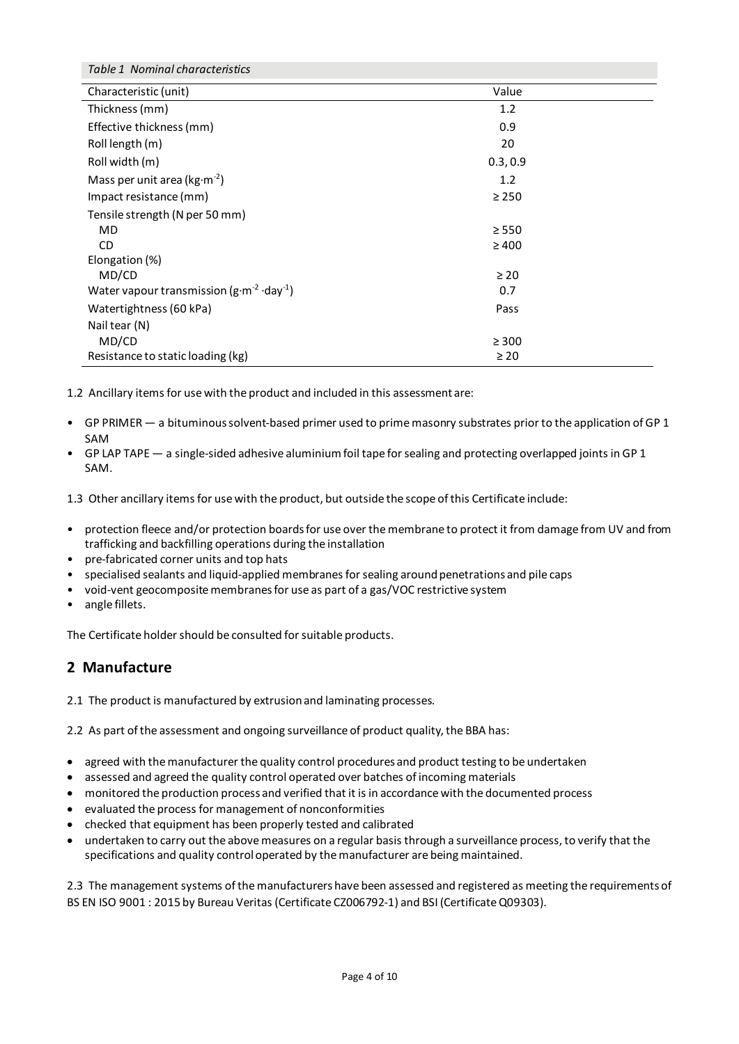*Table 1 Nominal characteristics*

| Characteristic (unit) | Value |
| --- | --- |
| Thickness (mm) | 1.2 |
| Effective thickness (mm) | 0.9 |
| Roll length (m) | 20 |
| Roll width (m) | 0.3, 0.9 |
| Mass per unit area ($kg \cdot m^{-2}$) | 1.2 |
| Impact resistance (mm) | ≥ 250 |
| Tensile strength (N per 50 mm) | |
| MD | ≥ 550 |
| CD | ≥ 400 |
| Elongation (%) | |
| MD/CD | ≥ 20 |
| Water vapour transmission ($g \cdot m^{-2} \cdot day^{-1}$) | 0.7 |
| Watertightness (60 kPa) | Pass |
| Nail tear (N) | |
| MD/CD | ≥ 300 |
| Resistance to static loading (kg) | ≥ 20 |

1.2 Ancillary items for use with the product and included in this assessment are:

- GP PRIMER — a bituminous solvent-based primer used to prime masonry substrates prior to the application of GP 1 SAM
- GP LAP TAPE — a single-sided adhesive aluminium foil tape for sealing and protecting overlapped joints in GP 1 SAM.

1.3 Other ancillary items for use with the product, but outside the scope of this Certificate include:

- protection fleece and/or protection boards for use over the membrane to protect it from damage from UV and from trafficking and backfilling operations during the installation
- pre-fabricated corner units and top hats
- specialised sealants and liquid-applied membranes for sealing around penetrations and pile caps
- void-vent geocomposite membranes for use as part of a gas/VOC restrictive system
- angle fillets.

The Certificate holder should be consulted for suitable products.

## 2 Manufacture

2.1 The product is manufactured by extrusion and laminating processes.

2.2 As part of the assessment and ongoing surveillance of product quality, the BBA has:

- agreed with the manufacturer the quality control procedures and product testing to be undertaken
- assessed and agreed the quality control operated over batches of incoming materials
- monitored the production process and verified that it is in accordance with the documented process
- evaluated the process for management of nonconformities
- checked that equipment has been properly tested and calibrated
- undertaken to carry out the above measures on a regular basis through a surveillance process, to verify that the specifications and quality control operated by the manufacturer are being maintained.

2.3 The management systems of the manufacturers have been assessed and registered as meeting the requirements of BS EN ISO 9001 : 2015 by Bureau Veritas (Certificate CZ006792-1) and BSI (Certificate Q09303).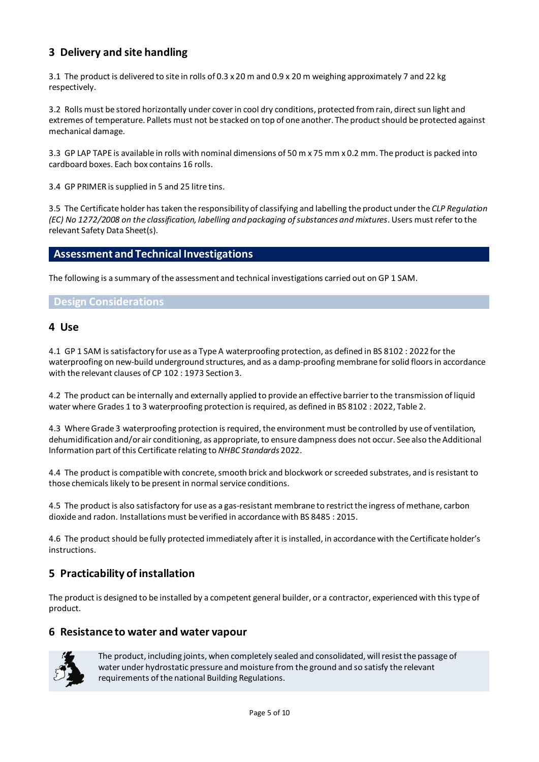## 3 Delivery and site handling

3.1 The product is delivered to site in rolls of 0.3 x 20 m and 0.9 x 20 m weighing approximately 7 and 22 kg respectively.

3.2 Rolls must be stored horizontally under cover in cool dry conditions, protected from rain, direct sun light and extremes of temperature. Pallets must not be stacked on top of one another. The product should be protected against mechanical damage.

3.3 GP LAP TAPE is available in rolls with nominal dimensions of 50 m x 75 mm x 0.2 mm. The product is packed into cardboard boxes. Each box contains 16 rolls.

3.4 GP PRIMER is supplied in 5 and 25 litre tins.

3.5 The Certificate holder has taken the responsibility of classifying and labelling the product under the *CLP Regulation (EC) No 1272/2008 on the classification, labelling and packaging of substances and mixtures*. Users must refer to the relevant Safety Data Sheet(s).

# Assessment and Technical Investigations

The following is a summary of the assessment and technical investigations carried out on GP 1 SAM.

## Design Considerations

## 4 Use

4.1 GP 1 SAM is satisfactory for use as a Type A waterproofing protection, as defined in BS 8102 : 2022 for the waterproofing on new-build underground structures, and as a damp-proofing membrane for solid floors in accordance with the relevant clauses of CP 102 : 1973 Section 3.

4.2 The product can be internally and externally applied to provide an effective barrier to the transmission of liquid water where Grades 1 to 3 waterproofing protection is required, as defined in BS 8102 : 2022, Table 2.

4.3 Where Grade 3 waterproofing protection is required, the environment must be controlled by use of ventilation, dehumidification and/or air conditioning, as appropriate, to ensure dampness does not occur. See also the Additional Information part of this Certificate relating to *NHBC Standards* 2022.

4.4 The product is compatible with concrete, smooth brick and blockwork or screeded substrates, and is resistant to those chemicals likely to be present in normal service conditions.

4.5 The product is also satisfactory for use as a gas-resistant membrane to restrict the ingress of methane, carbon dioxide and radon. Installations must be verified in accordance with BS 8485 : 2015.

4.6 The product should be fully protected immediately after it is installed, in accordance with the Certificate holder's instructions.

## 5 Practicability of installation

The product is designed to be installed by a competent general builder, or a contractor, experienced with this type of product.

## 6 Resistance to water and water vapour

The product, including joints, when completely sealed and consolidated, will resist the passage of water under hydrostatic pressure and moisture from the ground and so satisfy the relevant requirements of the national Building Regulations.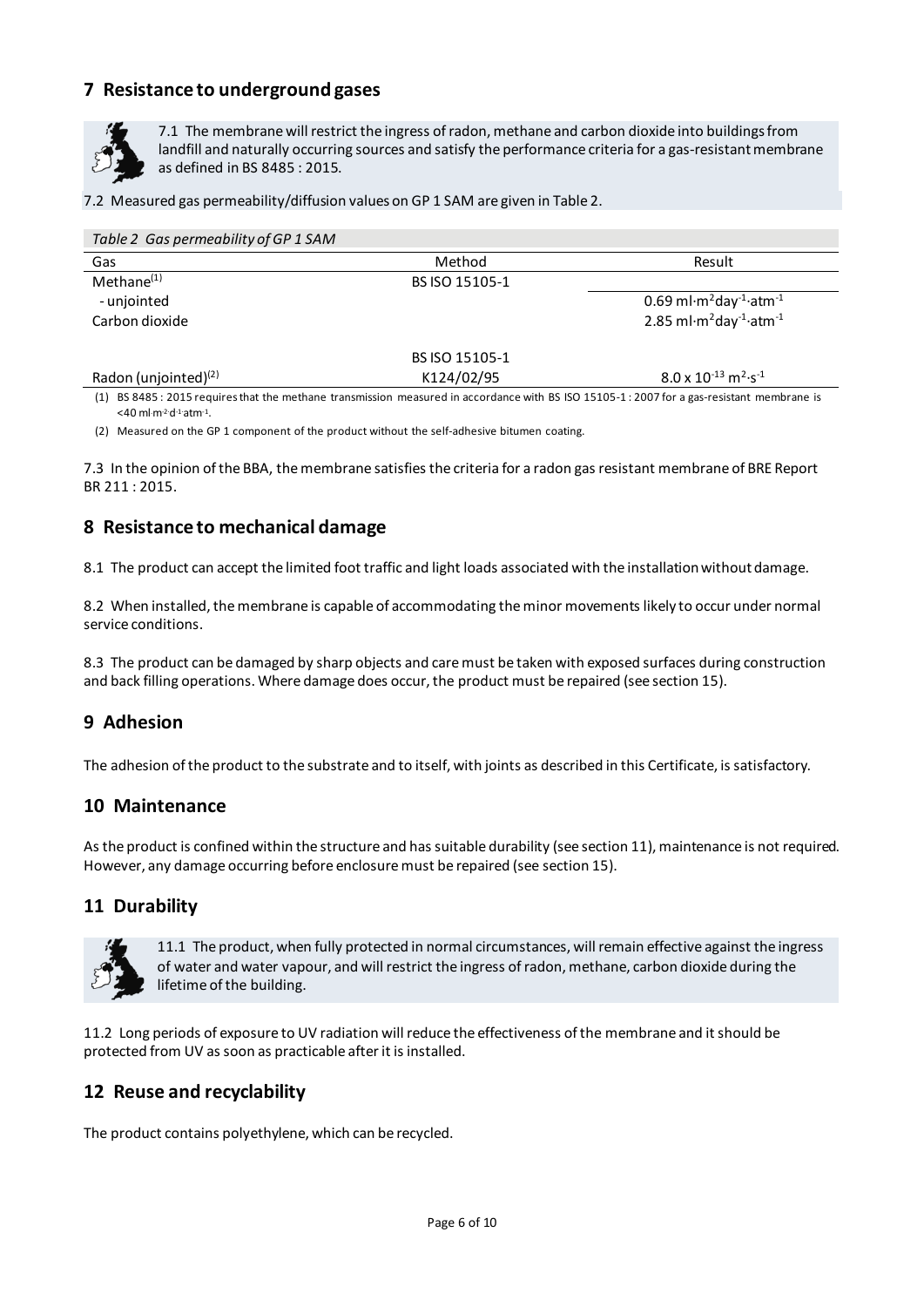## 7 Resistance to underground gases

7.1 The membrane will restrict the ingress of radon, methane and carbon dioxide into buildings from landfill and naturally occurring sources and satisfy the performance criteria for a gas-resistant membrane as defined in BS 8485 : 2015.

7.2 Measured gas permeability/diffusion values on GP 1 SAM are given in Table 2.

*Table 2 Gas permeability of GP 1 SAM*

| Gas | Method | Result |
|---|---|---|
| Methane[(1)] | BS ISO 15105-1 | |
| - unjointed | | $0.69$ ml·m$^2$day$^{-1}$·atm$^{-1}$ |
| Carbon dioxide | | $2.85$ ml·m$^2$day$^{-1}$·atm$^{-1}$ |
| | BS ISO 15105-1 | |
| Radon (unjointed)[(2)] | K124/02/95 | $8.0 \times 10^{-13}$ m$^2$·s$^{-1}$ |

(1) BS 8485 : 2015 requires that the methane transmission measured in accordance with BS ISO 15105-1 : 2007 for a gas-resistant membrane is <40 ml·m$^{-2}$·d$^{-1}$·atm$^{-1}$.

(2) Measured on the GP 1 component of the product without the self-adhesive bitumen coating.

7.3 In the opinion of the BBA, the membrane satisfies the criteria for a radon gas resistant membrane of BRE Report BR 211 : 2015.

## 8 Resistance to mechanical damage

8.1 The product can accept the limited foot traffic and light loads associated with the installation without damage.

8.2 When installed, the membrane is capable of accommodating the minor movements likely to occur under normal service conditions.

8.3 The product can be damaged by sharp objects and care must be taken with exposed surfaces during construction and back filling operations. Where damage does occur, the product must be repaired (see section 15).

## 9 Adhesion

The adhesion of the product to the substrate and to itself, with joints as described in this Certificate, is satisfactory.

## 10 Maintenance

As the product is confined within the structure and has suitable durability (see section 11), maintenance is not required. However, any damage occurring before enclosure must be repaired (see section 15).

## 11 Durability

11.1 The product, when fully protected in normal circumstances, will remain effective against the ingress of water and water vapour, and will restrict the ingress of radon, methane, carbon dioxide during the lifetime of the building.

11.2 Long periods of exposure to UV radiation will reduce the effectiveness of the membrane and it should be protected from UV as soon as practicable after it is installed.

## 12 Reuse and recyclability

The product contains polyethylene, which can be recycled.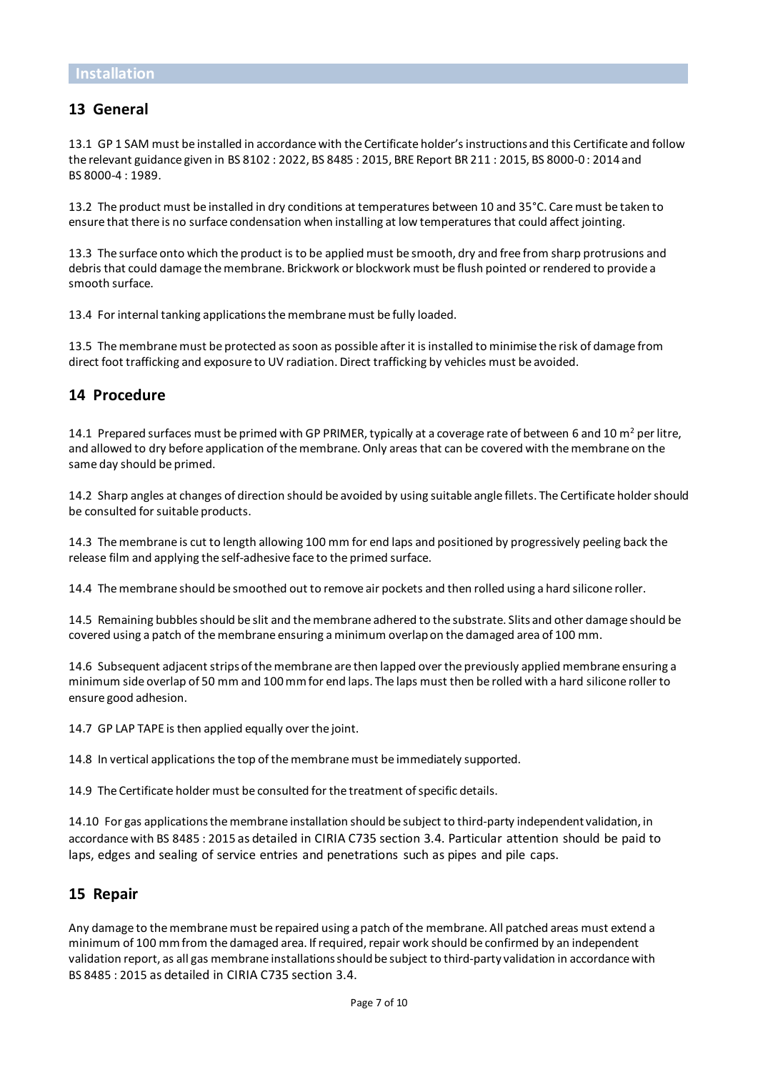## Installation

### 13 General

13.1 GP 1 SAM must be installed in accordance with the Certificate holder's instructions and this Certificate and follow the relevant guidance given in BS 8102 : 2022, BS 8485 : 2015, BRE Report BR 211 : 2015, BS 8000-0 : 2014 and BS 8000-4 : 1989.

13.2 The product must be installed in dry conditions at temperatures between 10 and 35°C. Care must be taken to ensure that there is no surface condensation when installing at low temperatures that could affect jointing.

13.3 The surface onto which the product is to be applied must be smooth, dry and free from sharp protrusions and debris that could damage the membrane. Brickwork or blockwork must be flush pointed or rendered to provide a smooth surface.

13.4 For internal tanking applications the membrane must be fully loaded.

13.5 The membrane must be protected as soon as possible after it is installed to minimise the risk of damage from direct foot trafficking and exposure to UV radiation. Direct trafficking by vehicles must be avoided.

### 14 Procedure

14.1 Prepared surfaces must be primed with GP PRIMER, typically at a coverage rate of between 6 and 10 $m^2$ per litre, and allowed to dry before application of the membrane. Only areas that can be covered with the membrane on the same day should be primed.

14.2 Sharp angles at changes of direction should be avoided by using suitable angle fillets. The Certificate holder should be consulted for suitable products.

14.3 The membrane is cut to length allowing 100 mm for end laps and positioned by progressively peeling back the release film and applying the self-adhesive face to the primed surface.

14.4 The membrane should be smoothed out to remove air pockets and then rolled using a hard silicone roller.

14.5 Remaining bubbles should be slit and the membrane adhered to the substrate. Slits and other damage should be covered using a patch of the membrane ensuring a minimum overlap on the damaged area of 100 mm.

14.6 Subsequent adjacent strips of the membrane are then lapped over the previously applied membrane ensuring a minimum side overlap of 50 mm and 100 mm for end laps. The laps must then be rolled with a hard silicone roller to ensure good adhesion.

14.7 GP LAP TAPE is then applied equally over the joint.

14.8 In vertical applications the top of the membrane must be immediately supported.

14.9 The Certificate holder must be consulted for the treatment of specific details.

14.10 For gas applications the membrane installation should be subject to third-party independent validation, in accordance with BS 8485 : 2015 as detailed in CIRIA C735 section 3.4. Particular attention should be paid to laps, edges and sealing of service entries and penetrations such as pipes and pile caps.

### 15 Repair

Any damage to the membrane must be repaired using a patch of the membrane. All patched areas must extend a minimum of 100 mm from the damaged area. If required, repair work should be confirmed by an independent validation report, as all gas membrane installations should be subject to third-party validation in accordance with BS 8485 : 2015 as detailed in CIRIA C735 section 3.4.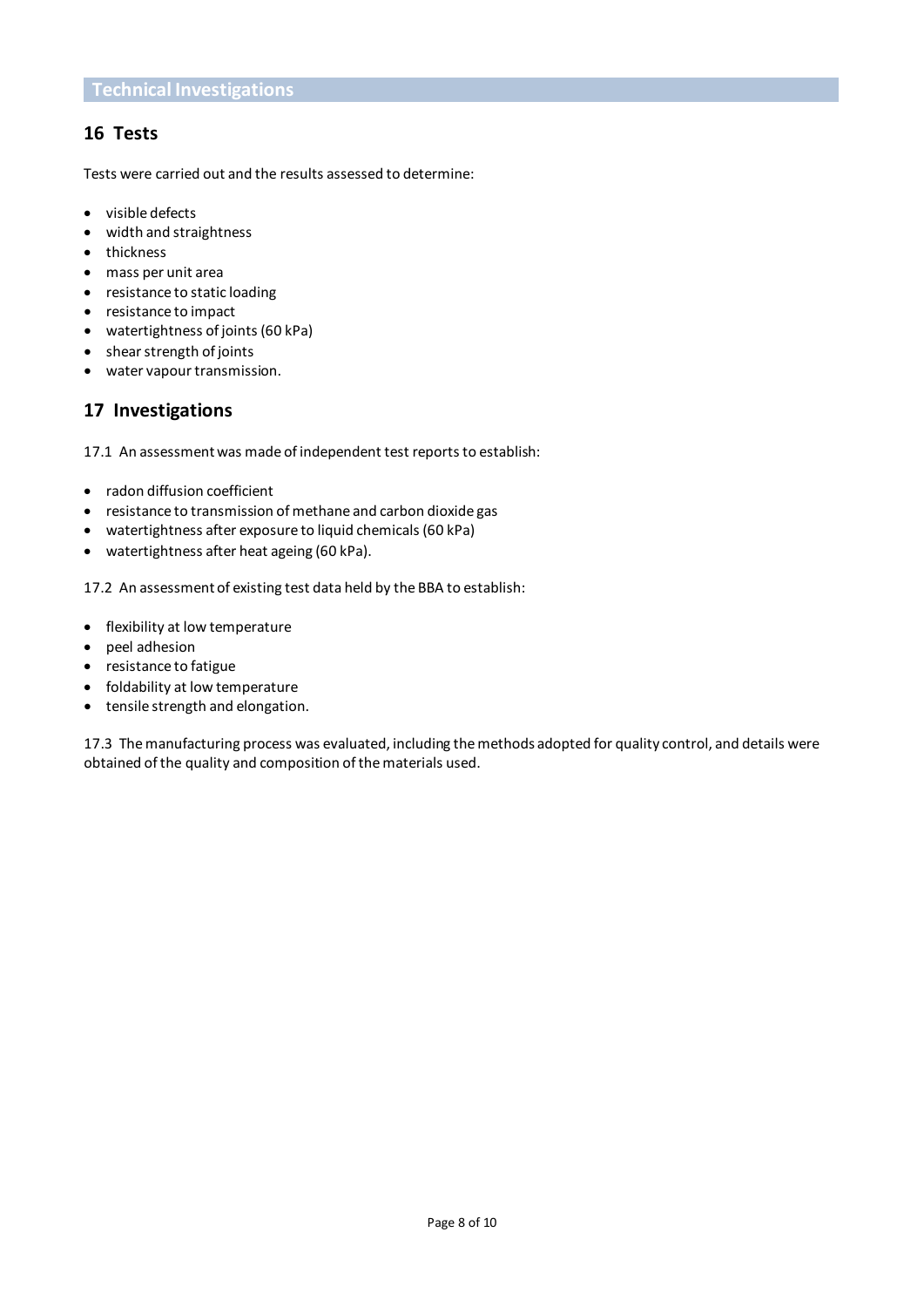## Technical Investigations

## 16 Tests

Tests were carried out and the results assessed to determine:

- visible defects
- width and straightness
- thickness
- mass per unit area
- resistance to static loading
- resistance to impact
- watertightness of joints (60 kPa)
- shear strength of joints
- water vapour transmission.

## 17 Investigations

17.1 An assessment was made of independent test reports to establish:

- radon diffusion coefficient
- resistance to transmission of methane and carbon dioxide gas
- watertightness after exposure to liquid chemicals (60 kPa)
- watertightness after heat ageing (60 kPa).

17.2 An assessment of existing test data held by the BBA to establish:

- flexibility at low temperature
- peel adhesion
- resistance to fatigue
- foldability at low temperature
- tensile strength and elongation.

17.3 The manufacturing process was evaluated, including the methods adopted for quality control, and details were obtained of the quality and composition of the materials used.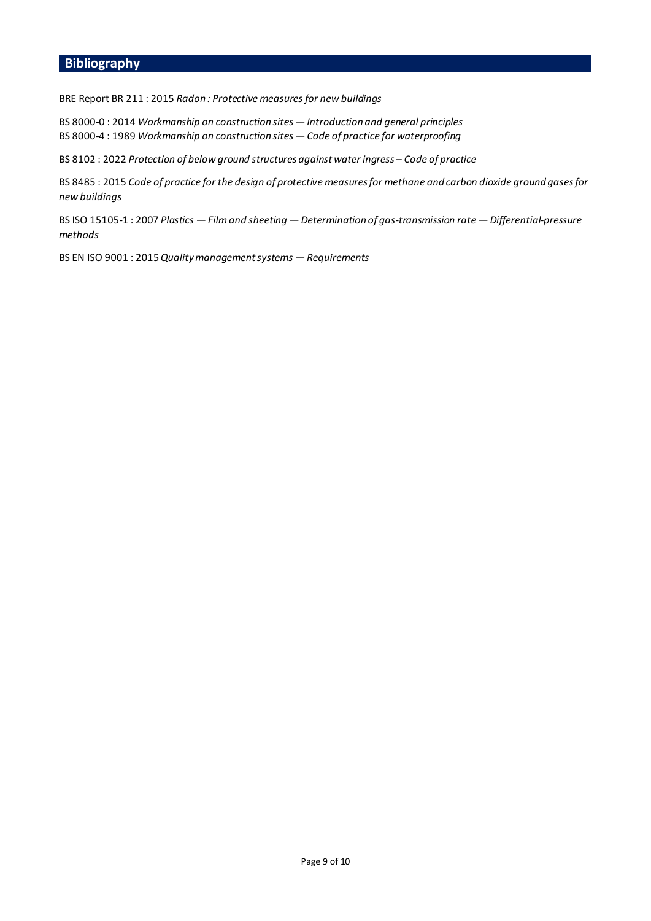## Bibliography

BRE Report BR 211 : 2015 *Radon : Protective measures for new buildings*

BS 8000-0 : 2014 *Workmanship on construction sites — Introduction and general principles*
BS 8000-4 : 1989 *Workmanship on construction sites — Code of practice for waterproofing*

BS 8102 : 2022 *Protection of below ground structures against water ingress – Code of practice*

BS 8485 : 2015 *Code of practice for the design of protective measures for methane and carbon dioxide ground gases for new buildings*

BS ISO 15105-1 : 2007 *Plastics — Film and sheeting — Determination of gas-transmission rate — Differential-pressure methods*

BS EN ISO 9001 : 2015 *Quality management systems — Requirements*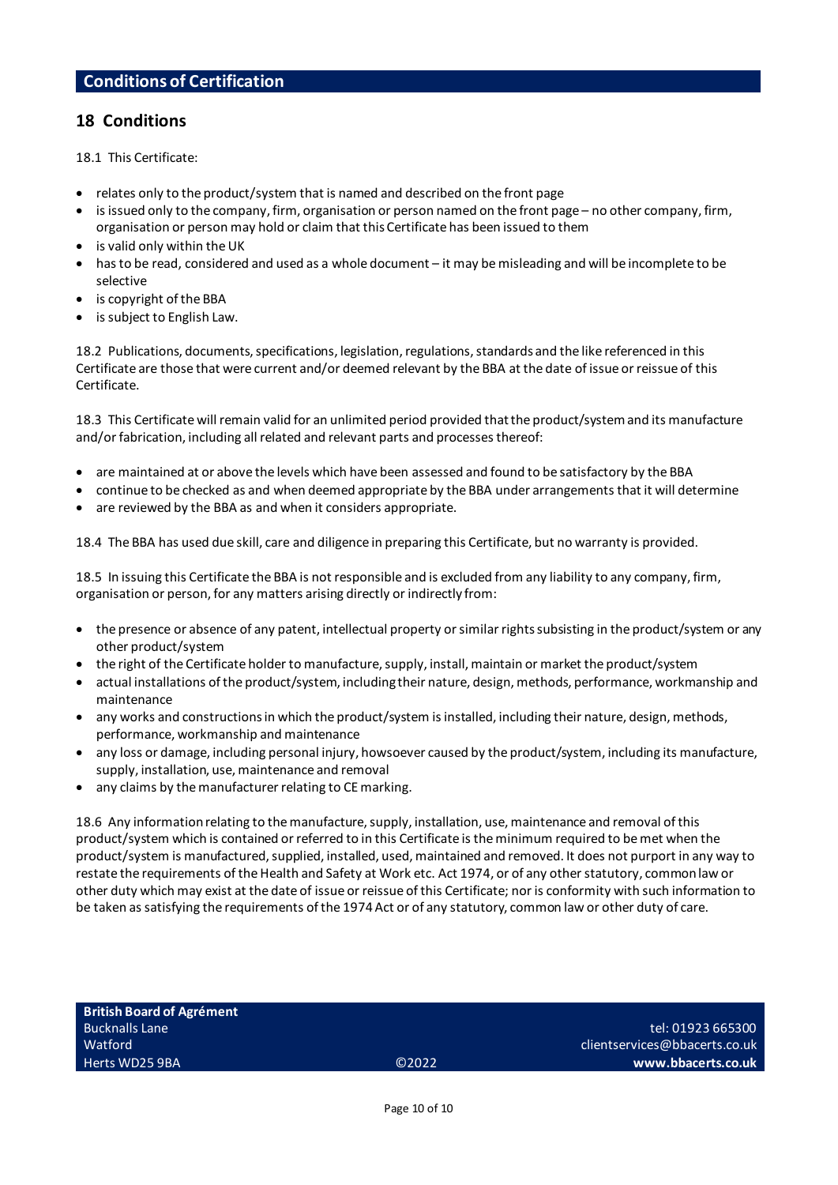## Conditions of Certification

### 18 Conditions

18.1 This Certificate:

- relates only to the product/system that is named and described on the front page
- is issued only to the company, firm, organisation or person named on the front page – no other company, firm, organisation or person may hold or claim that this Certificate has been issued to them
- is valid only within the UK
- has to be read, considered and used as a whole document – it may be misleading and will be incomplete to be selective
- is copyright of the BBA
- is subject to English Law.

18.2 Publications, documents, specifications, legislation, regulations, standards and the like referenced in this Certificate are those that were current and/or deemed relevant by the BBA at the date of issue or reissue of this Certificate.

18.3 This Certificate will remain valid for an unlimited period provided that the product/system and its manufacture and/or fabrication, including all related and relevant parts and processes thereof:

- are maintained at or above the levels which have been assessed and found to be satisfactory by the BBA
- continue to be checked as and when deemed appropriate by the BBA under arrangements that it will determine
- are reviewed by the BBA as and when it considers appropriate.

18.4 The BBA has used due skill, care and diligence in preparing this Certificate, but no warranty is provided.

18.5 In issuing this Certificate the BBA is not responsible and is excluded from any liability to any company, firm, organisation or person, for any matters arising directly or indirectly from:

- the presence or absence of any patent, intellectual property or similar rights subsisting in the product/system or any other product/system
- the right of the Certificate holder to manufacture, supply, install, maintain or market the product/system
- actual installations of the product/system, including their nature, design, methods, performance, workmanship and maintenance
- any works and constructions in which the product/system is installed, including their nature, design, methods, performance, workmanship and maintenance
- any loss or damage, including personal injury, howsoever caused by the product/system, including its manufacture, supply, installation, use, maintenance and removal
- any claims by the manufacturer relating to CE marking.

18.6 Any information relating to the manufacture, supply, installation, use, maintenance and removal of this product/system which is contained or referred to in this Certificate is the minimum required to be met when the product/system is manufactured, supplied, installed, used, maintained and removed. It does not purport in any way to restate the requirements of the Health and Safety at Work etc. Act 1974, or of any other statutory, common law or other duty which may exist at the date of issue or reissue of this Certificate; nor is conformity with such information to be taken as satisfying the requirements of the 1974 Act or of any statutory, common law or other duty of care.

**British Board of Agrément**
Bucknalls Lane
Watford
Herts WD25 9BA

©2022

tel: 01923 665300
clientservices@bbacerts.co.uk
**www.bbacerts.co.uk**